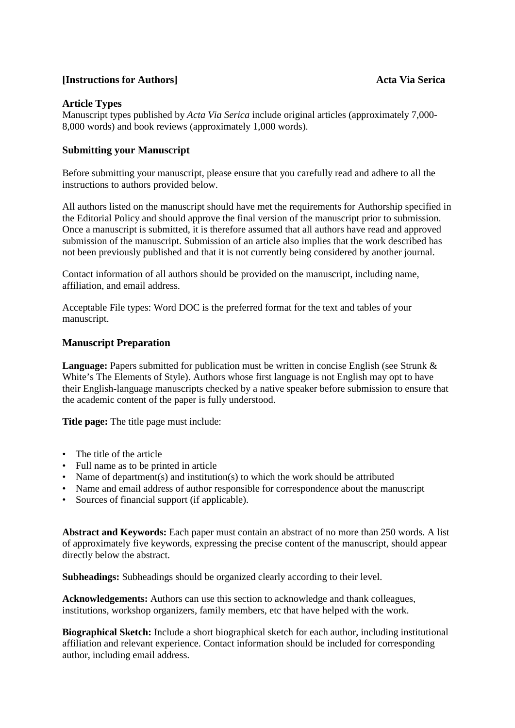**[Instructions for Authors]** **Acta Via Serica**

### Article Types

Manuscript types published by *Acta Via Serica* include original articles (approximately 7,000-8,000 words) and book reviews (approximately 1,000 words).

### Submitting your Manuscript

Before submitting your manuscript, please ensure that you carefully read and adhere to all the instructions to authors provided below.

All authors listed on the manuscript should have met the requirements for Authorship specified in the Editorial Policy and should approve the final version of the manuscript prior to submission. Once a manuscript is submitted, it is therefore assumed that all authors have read and approved submission of the manuscript. Submission of an article also implies that the work described has not been previously published and that it is not currently being considered by another journal.

Contact information of all authors should be provided on the manuscript, including name, affiliation, and email address.

Acceptable File types: Word DOC is the preferred format for the text and tables of your manuscript.

### Manuscript Preparation

**Language:** Papers submitted for publication must be written in concise English (see Strunk & White's The Elements of Style). Authors whose first language is not English may opt to have their English-language manuscripts checked by a native speaker before submission to ensure that the academic content of the paper is fully understood.

**Title page:** The title page must include:

- The title of the article
- Full name as to be printed in article
- Name of department(s) and institution(s) to which the work should be attributed
- Name and email address of author responsible for correspondence about the manuscript
- Sources of financial support (if applicable).

**Abstract and Keywords:** Each paper must contain an abstract of no more than 250 words. A list of approximately five keywords, expressing the precise content of the manuscript, should appear directly below the abstract.

**Subheadings:** Subheadings should be organized clearly according to their level.

**Acknowledgements:** Authors can use this section to acknowledge and thank colleagues, institutions, workshop organizers, family members, etc that have helped with the work.

**Biographical Sketch:** Include a short biographical sketch for each author, including institutional affiliation and relevant experience. Contact information should be included for corresponding author, including email address.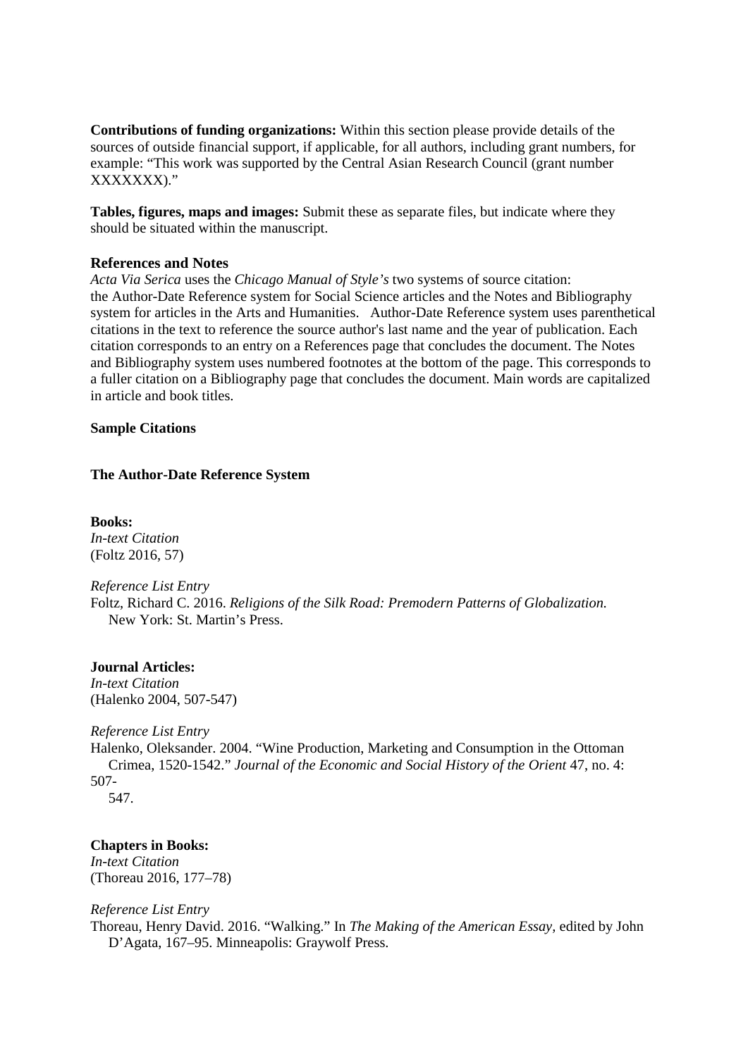**Contributions of funding organizations:** Within this section please provide details of the sources of outside financial support, if applicable, for all authors, including grant numbers, for example: "This work was supported by the Central Asian Research Council (grant number XXXXXXX)."

**Tables, figures, maps and images:** Submit these as separate files, but indicate where they should be situated within the manuscript.

## References and Notes

*Acta Via Serica* uses the *Chicago Manual of Style's* two systems of source citation: the Author-Date Reference system for Social Science articles and the Notes and Bibliography system for articles in the Arts and Humanities. Author-Date Reference system uses parenthetical citations in the text to reference the source author's last name and the year of publication. Each citation corresponds to an entry on a References page that concludes the document. The Notes and Bibliography system uses numbered footnotes at the bottom of the page. This corresponds to a fuller citation on a Bibliography page that concludes the document. Main words are capitalized in article and book titles.

### Sample Citations

### The Author-Date Reference System

**Books:**

*In-text Citation*

(Foltz 2016, 57)

*Reference List Entry*

Foltz, Richard C. 2016. *Religions of the Silk Road: Premodern Patterns of Globalization.* New York: St. Martin's Press.

**Journal Articles:**

*In-text Citation*

(Halenko 2004, 507-547)

*Reference List Entry*

Halenko, Oleksander. 2004. "Wine Production, Marketing and Consumption in the Ottoman Crimea, 1520-1542." *Journal of the Economic and Social History of the Orient* 47, no. 4: 507-547.

**Chapters in Books:**

*In-text Citation*

(Thoreau 2016, 177–78)

*Reference List Entry*

Thoreau, Henry David. 2016. "Walking." In *The Making of the American Essay*, edited by John D'Agata, 167–95. Minneapolis: Graywolf Press.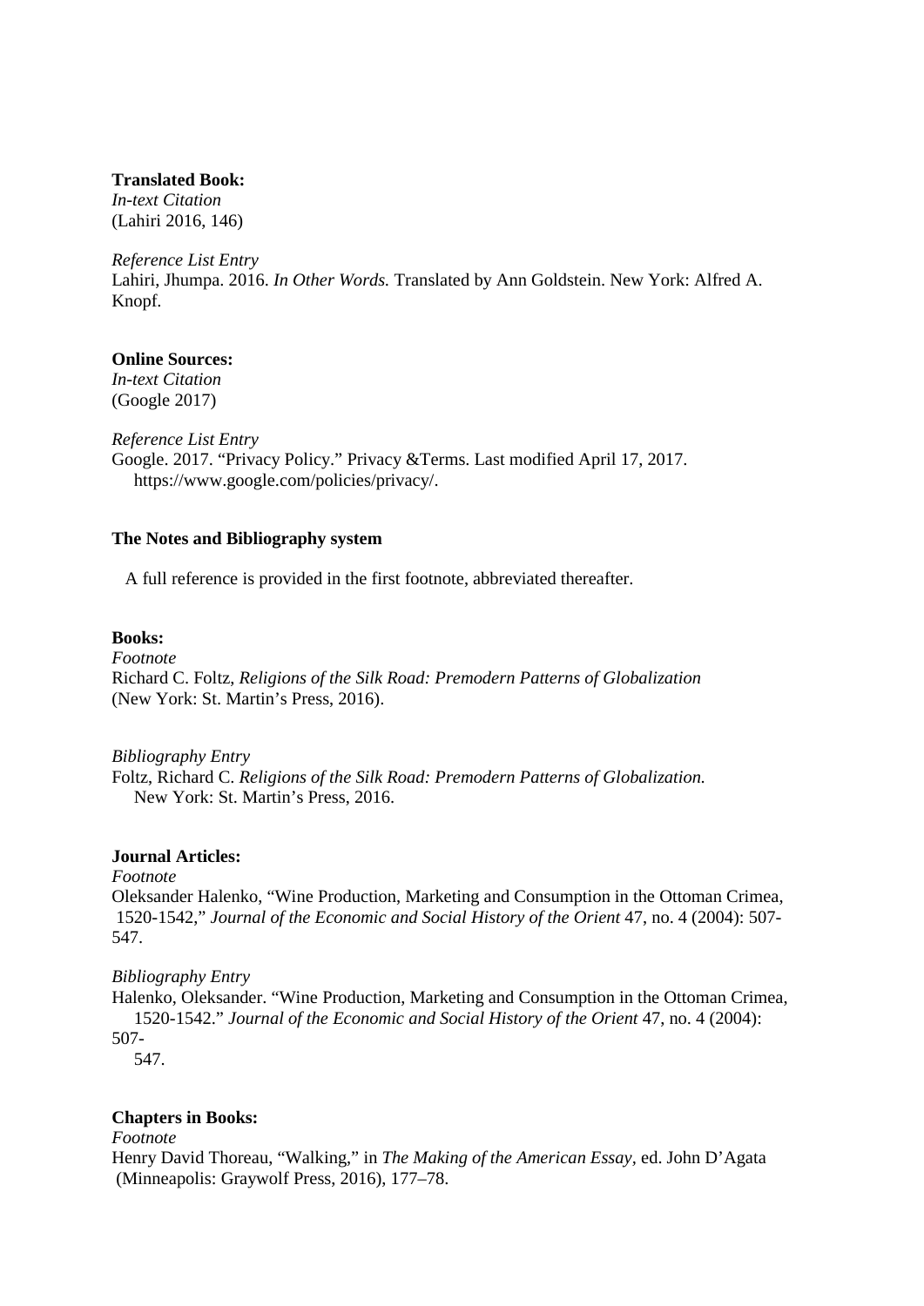**Translated Book:**

*In-text Citation*

(Lahiri 2016, 146)

*Reference List Entry*

Lahiri, Jhumpa. 2016. *In Other Words.* Translated by Ann Goldstein. New York: Alfred A. Knopf.

**Online Sources:**

*In-text Citation*

(Google 2017)

*Reference List Entry*

Google. 2017. "Privacy Policy." Privacy &Terms. Last modified April 17, 2017. https://www.google.com/policies/privacy/.

**The Notes and Bibliography system**

A full reference is provided in the first footnote, abbreviated thereafter.

**Books:**

*Footnote*

Richard C. Foltz, *Religions of the Silk Road: Premodern Patterns of Globalization* (New York: St. Martin's Press, 2016).

*Bibliography Entry*

Foltz, Richard C. *Religions of the Silk Road: Premodern Patterns of Globalization.* New York: St. Martin's Press, 2016.

**Journal Articles:**

*Footnote*

Oleksander Halenko, "Wine Production, Marketing and Consumption in the Ottoman Crimea, 1520-1542," *Journal of the Economic and Social History of the Orient* 47, no. 4 (2004): 507-547.

*Bibliography Entry*

Halenko, Oleksander. "Wine Production, Marketing and Consumption in the Ottoman Crimea, 1520-1542." *Journal of the Economic and Social History of the Orient* 47, no. 4 (2004): 507-547.

**Chapters in Books:**

*Footnote*

Henry David Thoreau, "Walking," in *The Making of the American Essay*, ed. John D'Agata (Minneapolis: Graywolf Press, 2016), 177–78.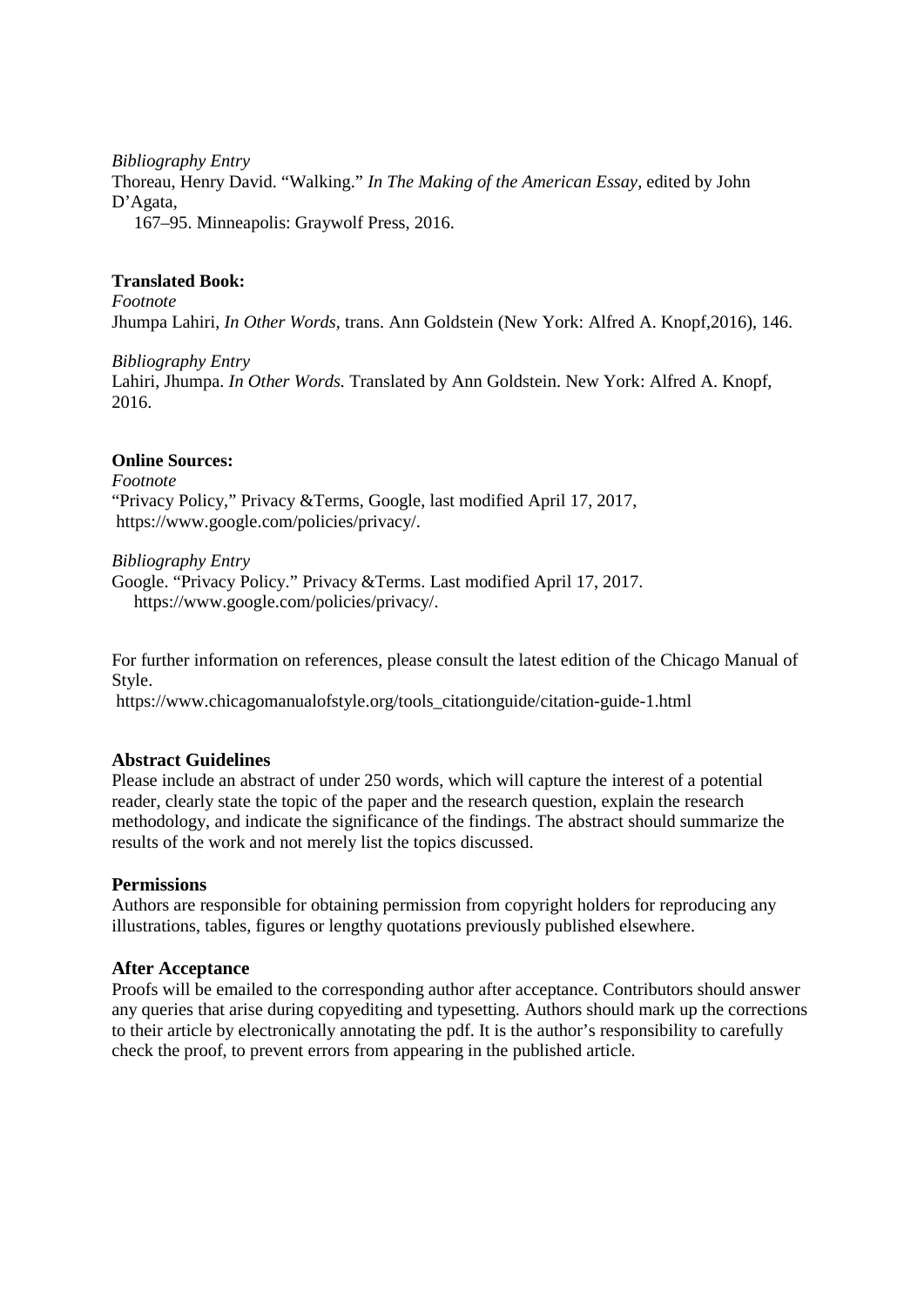*Bibliography Entry*

Thoreau, Henry David. "Walking." *In The Making of the American Essay,* edited by John D'Agata,
167–95. Minneapolis: Graywolf Press, 2016.

**Translated Book:**

*Footnote*

Jhumpa Lahiri, *In Other Words,* trans. Ann Goldstein (New York: Alfred A. Knopf,2016), 146.

*Bibliography Entry*

Lahiri, Jhumpa. *In Other Words.* Translated by Ann Goldstein. New York: Alfred A. Knopf, 2016.

**Online Sources:**

*Footnote*

"Privacy Policy," Privacy &Terms, Google, last modified April 17, 2017,
https://www.google.com/policies/privacy/.

*Bibliography Entry*

Google. "Privacy Policy." Privacy &Terms. Last modified April 17, 2017.
https://www.google.com/policies/privacy/.

For further information on references, please consult the latest edition of the Chicago Manual of Style.
https://www.chicagomanualofstyle.org/tools_citationguide/citation-guide-1.html

### Abstract Guidelines

Please include an abstract of under 250 words, which will capture the interest of a potential reader, clearly state the topic of the paper and the research question, explain the research methodology, and indicate the significance of the findings. The abstract should summarize the results of the work and not merely list the topics discussed.

### Permissions

Authors are responsible for obtaining permission from copyright holders for reproducing any illustrations, tables, figures or lengthy quotations previously published elsewhere.

### After Acceptance

Proofs will be emailed to the corresponding author after acceptance. Contributors should answer any queries that arise during copyediting and typesetting. Authors should mark up the corrections to their article by electronically annotating the pdf. It is the author's responsibility to carefully check the proof, to prevent errors from appearing in the published article.